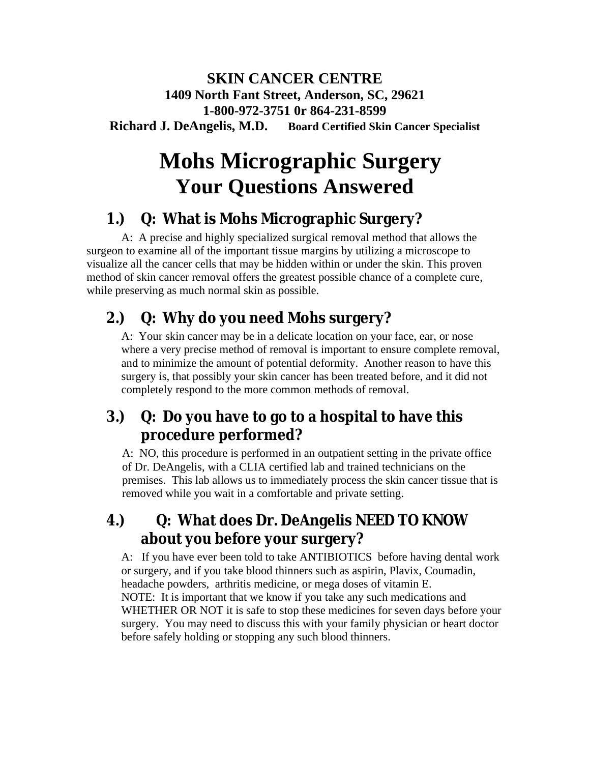**SKIN CANCER CENTRE**
**1409 North Fant Street, Anderson, SC, 29621**
**1-800-972-3751 0r 864-231-8599**
**Richard J. DeAngelis, M.D.** **Board Certified Skin Cancer Specialist**

# Mohs Micrographic Surgery
## Your Questions Answered

### 1.) Q: What is Mohs Micrographic Surgery?

A: A precise and highly specialized surgical removal method that allows the surgeon to examine all of the important tissue margins by utilizing a microscope to visualize all the cancer cells that may be hidden within or under the skin. This proven method of skin cancer removal offers the greatest possible chance of a complete cure, while preserving as much normal skin as possible.

### 2.) Q: Why do you need Mohs surgery?

A: Your skin cancer may be in a delicate location on your face, ear, or nose where a very precise method of removal is important to ensure complete removal, and to minimize the amount of potential deformity. Another reason to have this surgery is, that possibly your skin cancer has been treated before, and it did not completely respond to the more common methods of removal.

### 3.) Q: Do you have to go to a hospital to have this procedure performed?

A: NO, this procedure is performed in an outpatient setting in the private office of Dr. DeAngelis, with a CLIA certified lab and trained technicians on the premises. This lab allows us to immediately process the skin cancer tissue that is removed while you wait in a comfortable and private setting.

### 4.) Q: What does Dr. DeAngelis NEED TO KNOW about you before your surgery?

A: If you have ever been told to take ANTIBIOTICS before having dental work or surgery, and if you take blood thinners such as aspirin, Plavix, Coumadin, headache powders, arthritis medicine, or mega doses of vitamin E.
NOTE: It is important that we know if you take any such medications and WHETHER OR NOT it is safe to stop these medicines for seven days before your surgery. You may need to discuss this with your family physician or heart doctor before safely holding or stopping any such blood thinners.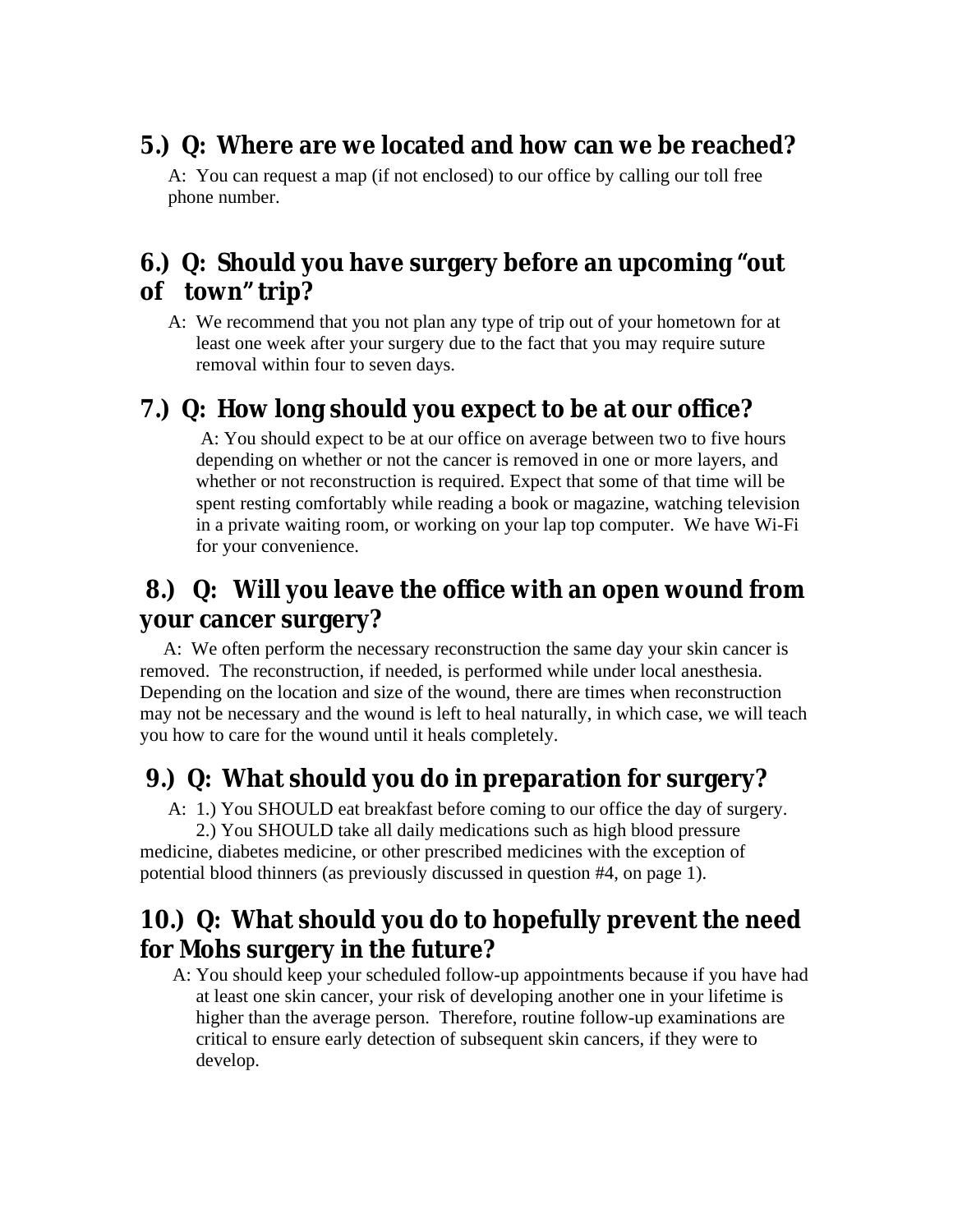## 5.) Q: Where are we located and how can we be reached?

A: You can request a map (if not enclosed) to our office by calling our toll free phone number.

## 6.) Q: Should you have surgery before an upcoming "out of town" trip?

A: We recommend that you not plan any type of trip out of your hometown for at least one week after your surgery due to the fact that you may require suture removal within four to seven days.

## 7.) Q: How long should you expect to be at our office?

A: You should expect to be at our office on average between two to five hours depending on whether or not the cancer is removed in one or more layers, and whether or not reconstruction is required. Expect that some of that time will be spent resting comfortably while reading a book or magazine, watching television in a private waiting room, or working on your lap top computer. We have Wi-Fi for your convenience.

## 8.) Q: Will you leave the office with an open wound from your cancer surgery?

A: We often perform the necessary reconstruction the same day your skin cancer is removed. The reconstruction, if needed, is performed while under local anesthesia. Depending on the location and size of the wound, there are times when reconstruction may not be necessary and the wound is left to heal naturally, in which case, we will teach you how to care for the wound until it heals completely.

## 9.) Q: What should you do in preparation for surgery?

A: 1.) You SHOULD eat breakfast before coming to our office the day of surgery.
2.) You SHOULD take all daily medications such as high blood pressure medicine, diabetes medicine, or other prescribed medicines with the exception of potential blood thinners (as previously discussed in question #4, on page 1).

## 10.) Q: What should you do to hopefully prevent the need for Mohs surgery in the future?

A: You should keep your scheduled follow-up appointments because if you have had at least one skin cancer, your risk of developing another one in your lifetime is higher than the average person. Therefore, routine follow-up examinations are critical to ensure early detection of subsequent skin cancers, if they were to develop.